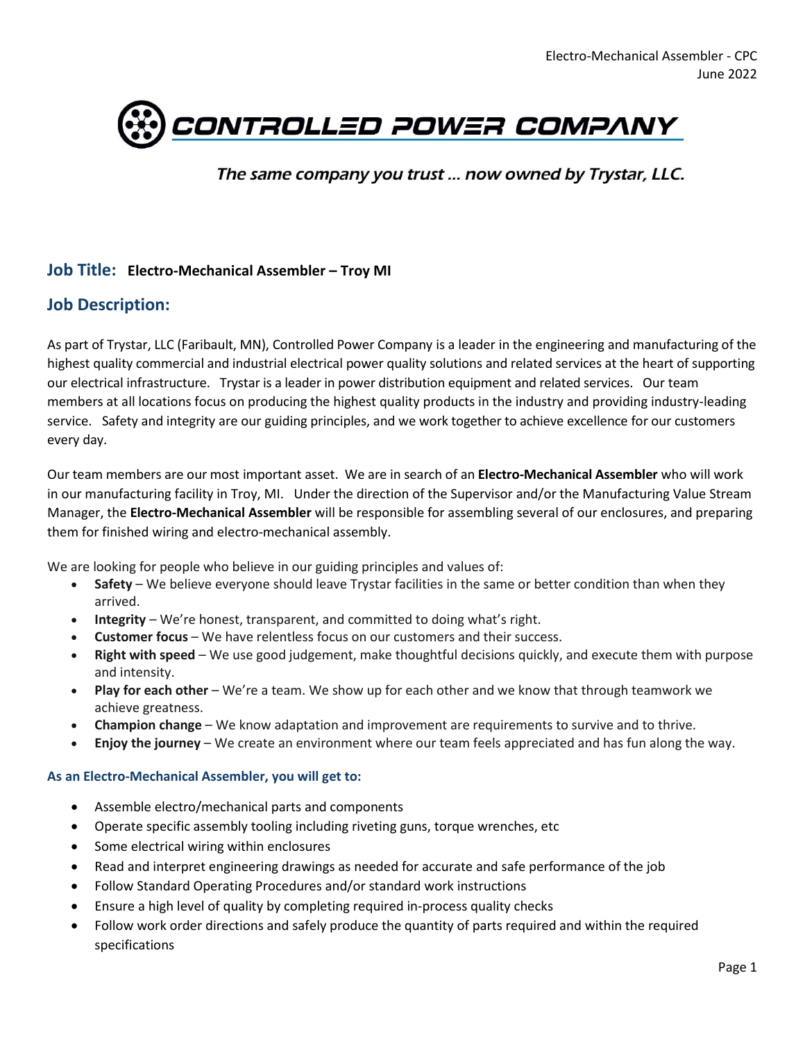# CONTROLLED POWER COMPANY

*The same company you trust … now owned by Trystar, LLC.*

## Job Title: Electro-Mechanical Assembler – Troy MI

## Job Description:

As part of Trystar, LLC (Faribault, MN), Controlled Power Company is a leader in the engineering and manufacturing of the highest quality commercial and industrial electrical power quality solutions and related services at the heart of supporting our electrical infrastructure. Trystar is a leader in power distribution equipment and related services. Our team members at all locations focus on producing the highest quality products in the industry and providing industry-leading service. Safety and integrity are our guiding principles, and we work together to achieve excellence for our customers every day.

Our team members are our most important asset. We are in search of an **Electro-Mechanical Assembler** who will work in our manufacturing facility in Troy, MI. Under the direction of the Supervisor and/or the Manufacturing Value Stream Manager, the **Electro-Mechanical Assembler** will be responsible for assembling several of our enclosures, and preparing them for finished wiring and electro-mechanical assembly.

We are looking for people who believe in our guiding principles and values of:

- **Safety** – We believe everyone should leave Trystar facilities in the same or better condition than when they arrived.
- **Integrity** – We're honest, transparent, and committed to doing what's right.
- **Customer focus** – We have relentless focus on our customers and their success.
- **Right with speed** – We use good judgement, make thoughtful decisions quickly, and execute them with purpose and intensity.
- **Play for each other** – We're a team. We show up for each other and we know that through teamwork we achieve greatness.
- **Champion change** – We know adaptation and improvement are requirements to survive and to thrive.
- **Enjoy the journey** – We create an environment where our team feels appreciated and has fun along the way.

### As an Electro-Mechanical Assembler, you will get to:

- Assemble electro/mechanical parts and components
- Operate specific assembly tooling including riveting guns, torque wrenches, etc
- Some electrical wiring within enclosures
- Read and interpret engineering drawings as needed for accurate and safe performance of the job
- Follow Standard Operating Procedures and/or standard work instructions
- Ensure a high level of quality by completing required in-process quality checks
- Follow work order directions and safely produce the quantity of parts required and within the required specifications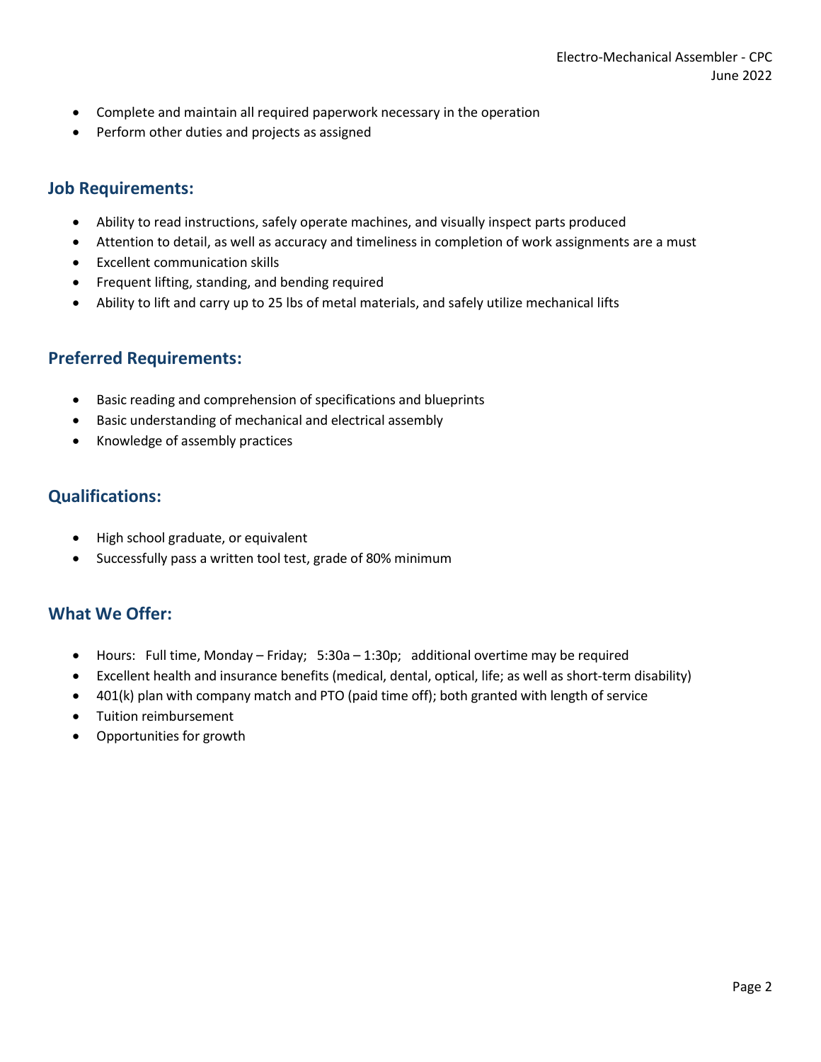- Complete and maintain all required paperwork necessary in the operation
- Perform other duties and projects as assigned

## Job Requirements:

- Ability to read instructions, safely operate machines, and visually inspect parts produced
- Attention to detail, as well as accuracy and timeliness in completion of work assignments are a must
- Excellent communication skills
- Frequent lifting, standing, and bending required
- Ability to lift and carry up to 25 lbs of metal materials, and safely utilize mechanical lifts

## Preferred Requirements:

- Basic reading and comprehension of specifications and blueprints
- Basic understanding of mechanical and electrical assembly
- Knowledge of assembly practices

## Qualifications:

- High school graduate, or equivalent
- Successfully pass a written tool test, grade of 80% minimum

## What We Offer:

- Hours: Full time, Monday – Friday; 5:30a – 1:30p; additional overtime may be required
- Excellent health and insurance benefits (medical, dental, optical, life; as well as short-term disability)
- 401(k) plan with company match and PTO (paid time off); both granted with length of service
- Tuition reimbursement
- Opportunities for growth